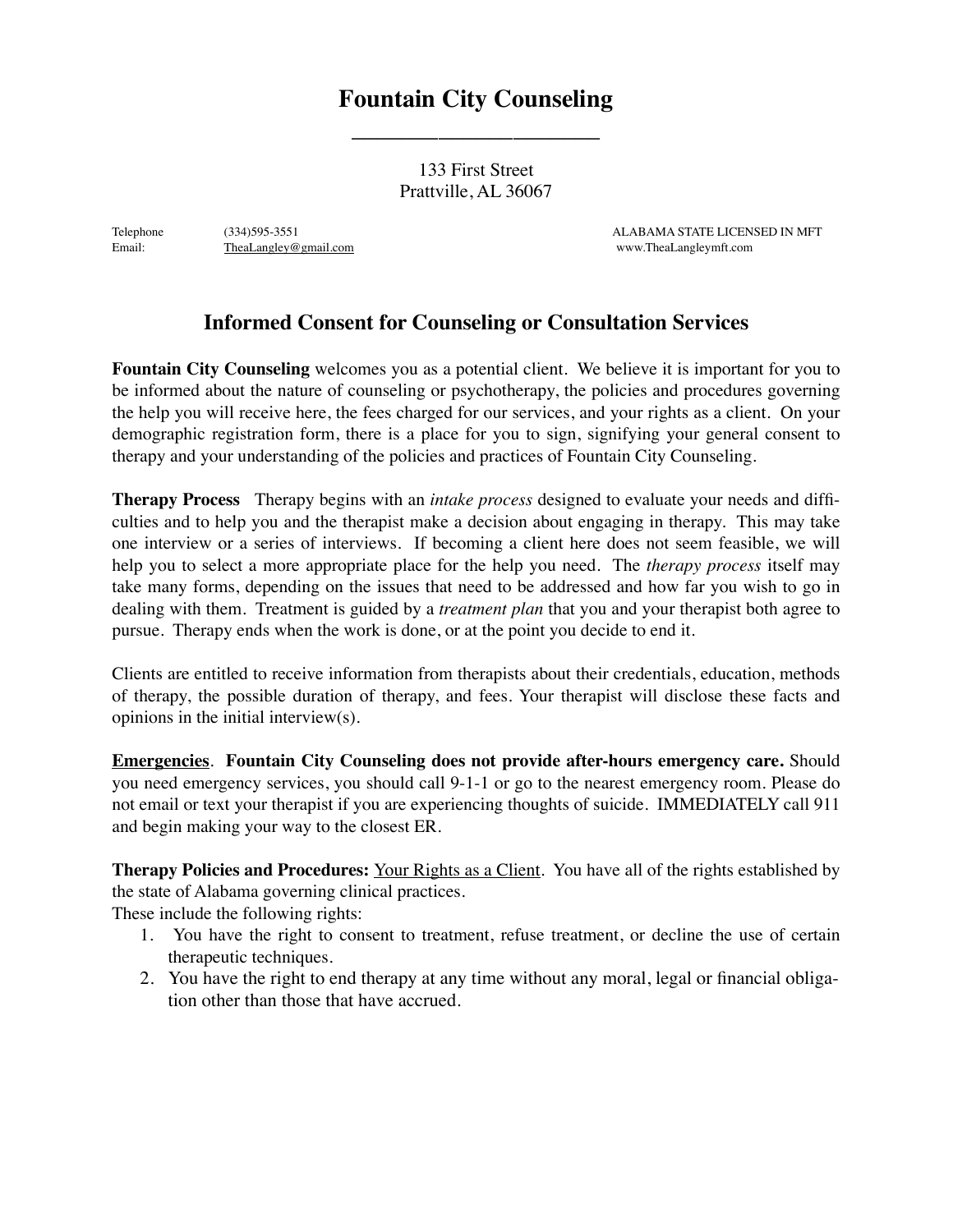# Fountain City Counseling

133 First Street
Prattville, AL 36067

Telephone (334)595-3551 ALABAMA STATE LICENSED IN MFT
Email: TheaLangley@gmail.com www.TheaLangleymft.com

## Informed Consent for Counseling or Consultation Services

**Fountain City Counseling** welcomes you as a potential client. We believe it is important for you to be informed about the nature of counseling or psychotherapy, the policies and procedures governing the help you will receive here, the fees charged for our services, and your rights as a client. On your demographic registration form, there is a place for you to sign, signifying your general consent to therapy and your understanding of the policies and practices of Fountain City Counseling.

**Therapy Process** Therapy begins with an *intake process* designed to evaluate your needs and difficulties and to help you and the therapist make a decision about engaging in therapy. This may take one interview or a series of interviews. If becoming a client here does not seem feasible, we will help you to select a more appropriate place for the help you need. The *therapy process* itself may take many forms, depending on the issues that need to be addressed and how far you wish to go in dealing with them. Treatment is guided by a *treatment plan* that you and your therapist both agree to pursue. Therapy ends when the work is done, or at the point you decide to end it.

Clients are entitled to receive information from therapists about their credentials, education, methods of therapy, the possible duration of therapy, and fees. Your therapist will disclose these facts and opinions in the initial interview(s).

**Emergencies**. **Fountain City Counseling does not provide after-hours emergency care.** Should you need emergency services, you should call 9-1-1 or go to the nearest emergency room. Please do not email or text your therapist if you are experiencing thoughts of suicide. IMMEDIATELY call 911 and begin making your way to the closest ER.

**Therapy Policies and Procedures:** Your Rights as a Client. You have all of the rights established by the state of Alabama governing clinical practices.
These include the following rights:

1. You have the right to consent to treatment, refuse treatment, or decline the use of certain therapeutic techniques.
2. You have the right to end therapy at any time without any moral, legal or financial obligation other than those that have accrued.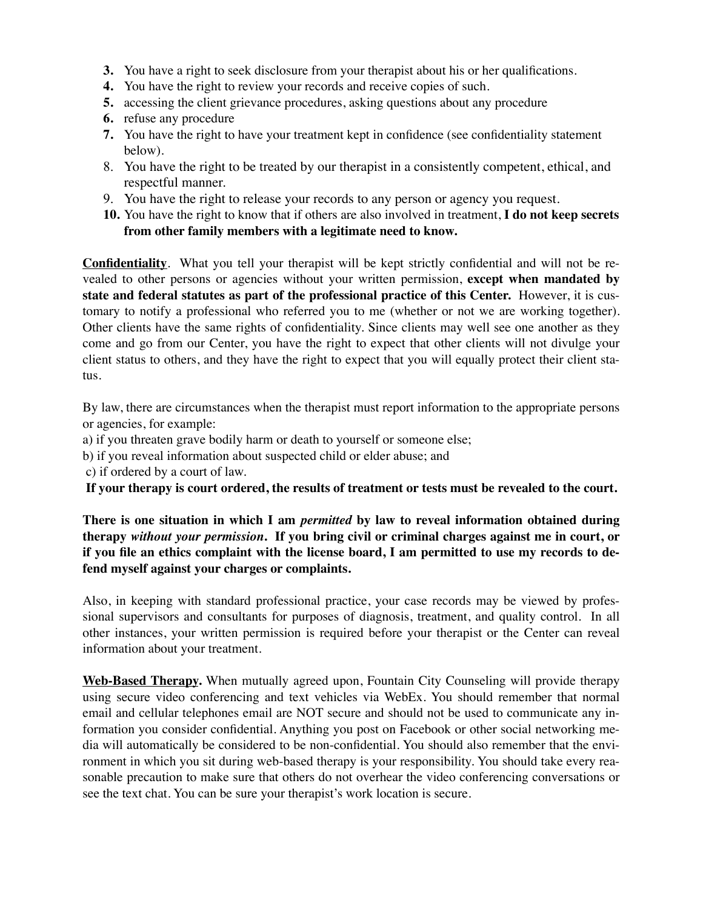3. You have a right to seek disclosure from your therapist about his or her qualifications.
4. You have the right to review your records and receive copies of such.
5. accessing the client grievance procedures, asking questions about any procedure
6. refuse any procedure
7. You have the right to have your treatment kept in confidence (see confidentiality statement below).
8. You have the right to be treated by our therapist in a consistently competent, ethical, and respectful manner.
9. You have the right to release your records to any person or agency you request.
10. You have the right to know that if others are also involved in treatment, **I do not keep secrets from other family members with a legitimate need to know.**

**Confidentiality**. What you tell your therapist will be kept strictly confidential and will not be revealed to other persons or agencies without your written permission, **except when mandated by state and federal statutes as part of the professional practice of this Center.** However, it is customary to notify a professional who referred you to me (whether or not we are working together). Other clients have the same rights of confidentiality. Since clients may well see one another as they come and go from our Center, you have the right to expect that other clients will not divulge your client status to others, and they have the right to expect that you will equally protect their client status.

By law, there are circumstances when the therapist must report information to the appropriate persons or agencies, for example:
a) if you threaten grave bodily harm or death to yourself or someone else;
b) if you reveal information about suspected child or elder abuse; and
c) if ordered by a court of law.
**If your therapy is court ordered, the results of treatment or tests must be revealed to the court.**

**There is one situation in which I am *permitted* by law to reveal information obtained during therapy *without your permission*. If you bring civil or criminal charges against me in court, or if you file an ethics complaint with the license board, I am permitted to use my records to defend myself against your charges or complaints.**

Also, in keeping with standard professional practice, your case records may be viewed by professional supervisors and consultants for purposes of diagnosis, treatment, and quality control. In all other instances, your written permission is required before your therapist or the Center can reveal information about your treatment.

**Web-Based Therapy.** When mutually agreed upon, Fountain City Counseling will provide therapy using secure video conferencing and text vehicles via WebEx. You should remember that normal email and cellular telephones email are NOT secure and should not be used to communicate any information you consider confidential. Anything you post on Facebook or other social networking media will automatically be considered to be non-confidential. You should also remember that the environment in which you sit during web-based therapy is your responsibility. You should take every reasonable precaution to make sure that others do not overhear the video conferencing conversations or see the text chat. You can be sure your therapist's work location is secure.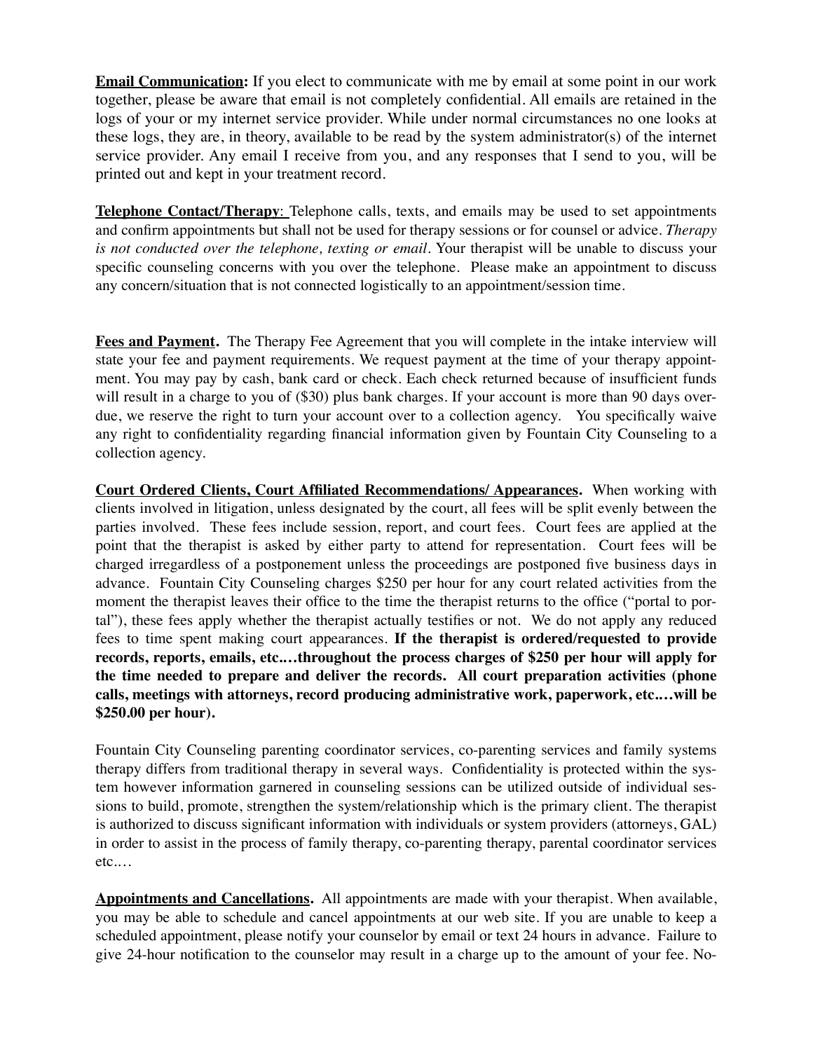**<u>Email Communication</u>:** If you elect to communicate with me by email at some point in our work together, please be aware that email is not completely confidential. All emails are retained in the logs of your or my internet service provider. While under normal circumstances no one looks at these logs, they are, in theory, available to be read by the system administrator(s) of the internet service provider. Any email I receive from you, and any responses that I send to you, will be printed out and kept in your treatment record.

**<u>Telephone Contact/Therapy</u>**: Telephone calls, texts, and emails may be used to set appointments and confirm appointments but shall not be used for therapy sessions or for counsel or advice. *Therapy is not conducted over the telephone, texting or email*. Your therapist will be unable to discuss your specific counseling concerns with you over the telephone. Please make an appointment to discuss any concern/situation that is not connected logistically to an appointment/session time.

**<u>Fees and Payment</u>.** The Therapy Fee Agreement that you will complete in the intake interview will state your fee and payment requirements. We request payment at the time of your therapy appointment. You may pay by cash, bank card or check. Each check returned because of insufficient funds will result in a charge to you of ($30) plus bank charges. If your account is more than 90 days overdue, we reserve the right to turn your account over to a collection agency. You specifically waive any right to confidentiality regarding financial information given by Fountain City Counseling to a collection agency.

**<u>Court Ordered Clients, Court Affiliated Recommendations/ Appearances</u>.** When working with clients involved in litigation, unless designated by the court, all fees will be split evenly between the parties involved. These fees include session, report, and court fees. Court fees are applied at the point that the therapist is asked by either party to attend for representation. Court fees will be charged irregardless of a postponement unless the proceedings are postponed five business days in advance. Fountain City Counseling charges $250 per hour for any court related activities from the moment the therapist leaves their office to the time the therapist returns to the office ("portal to portal"), these fees apply whether the therapist actually testifies or not. We do not apply any reduced fees to time spent making court appearances. **If the therapist is ordered/requested to provide records, reports, emails, etc.…throughout the process charges of $250 per hour will apply for the time needed to prepare and deliver the records. All court preparation activities (phone calls, meetings with attorneys, record producing administrative work, paperwork, etc.…will be $250.00 per hour).**

Fountain City Counseling parenting coordinator services, co-parenting services and family systems therapy differs from traditional therapy in several ways. Confidentiality is protected within the system however information garnered in counseling sessions can be utilized outside of individual sessions to build, promote, strengthen the system/relationship which is the primary client. The therapist is authorized to discuss significant information with individuals or system providers (attorneys, GAL) in order to assist in the process of family therapy, co-parenting therapy, parental coordinator services etc.…

**<u>Appointments and Cancellations</u>.** All appointments are made with your therapist. When available, you may be able to schedule and cancel appointments at our web site. If you are unable to keep a scheduled appointment, please notify your counselor by email or text 24 hours in advance. Failure to give 24-hour notification to the counselor may result in a charge up to the amount of your fee. No-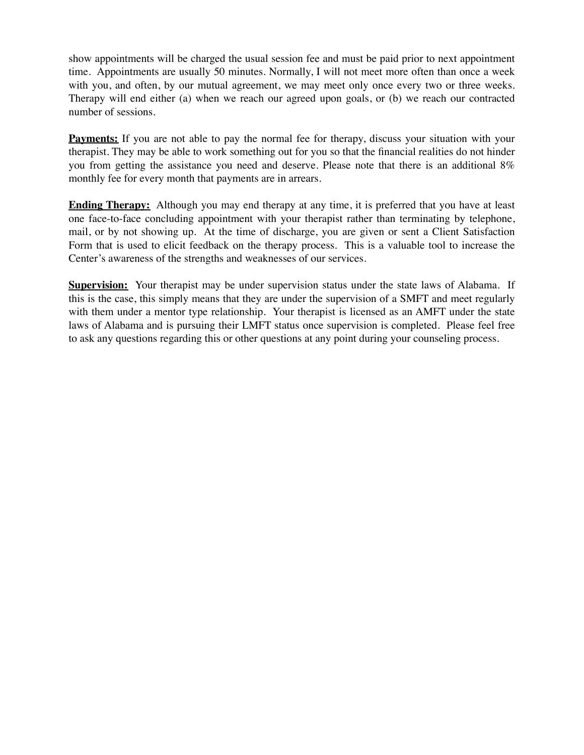show appointments will be charged the usual session fee and must be paid prior to next appointment time. Appointments are usually 50 minutes. Normally, I will not meet more often than once a week with you, and often, by our mutual agreement, we may meet only once every two or three weeks. Therapy will end either (a) when we reach our agreed upon goals, or (b) we reach our contracted number of sessions.

**Payments:** If you are not able to pay the normal fee for therapy, discuss your situation with your therapist. They may be able to work something out for you so that the financial realities do not hinder you from getting the assistance you need and deserve. Please note that there is an additional 8% monthly fee for every month that payments are in arrears.

**Ending Therapy:** Although you may end therapy at any time, it is preferred that you have at least one face-to-face concluding appointment with your therapist rather than terminating by telephone, mail, or by not showing up. At the time of discharge, you are given or sent a Client Satisfaction Form that is used to elicit feedback on the therapy process. This is a valuable tool to increase the Center's awareness of the strengths and weaknesses of our services.

**Supervision:** Your therapist may be under supervision status under the state laws of Alabama. If this is the case, this simply means that they are under the supervision of a SMFT and meet regularly with them under a mentor type relationship. Your therapist is licensed as an AMFT under the state laws of Alabama and is pursuing their LMFT status once supervision is completed. Please feel free to ask any questions regarding this or other questions at any point during your counseling process.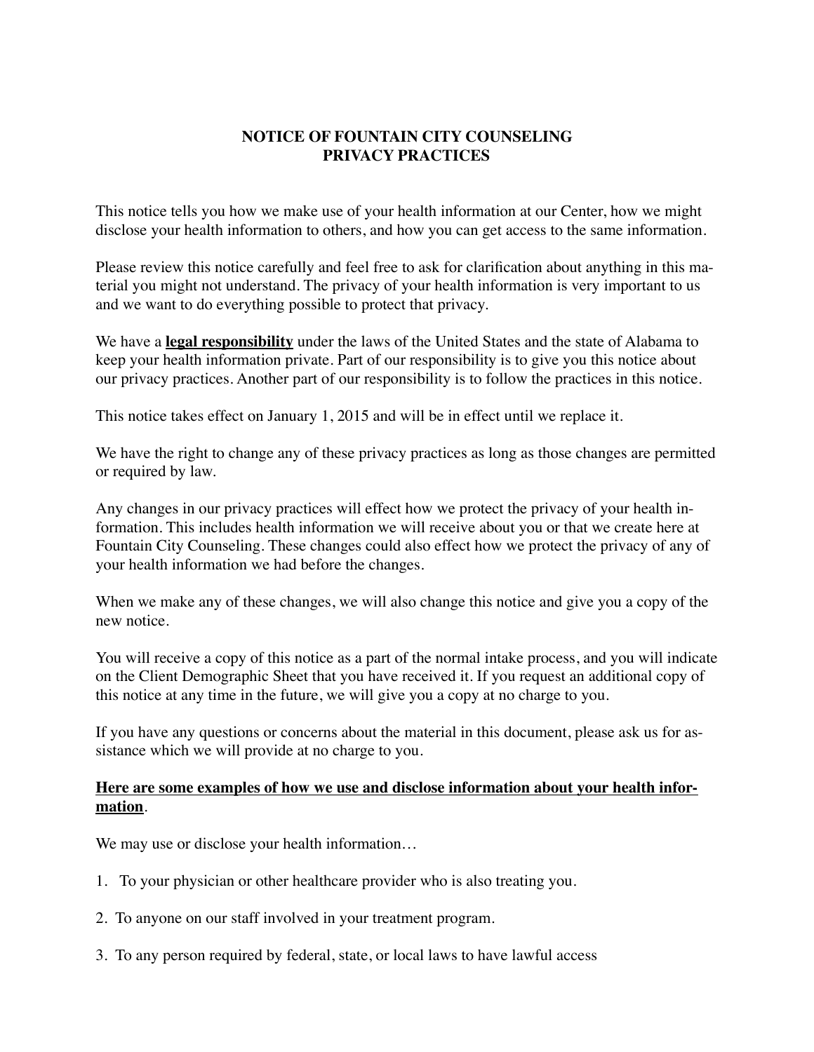# NOTICE OF FOUNTAIN CITY COUNSELING PRIVACY PRACTICES

This notice tells you how we make use of your health information at our Center, how we might disclose your health information to others, and how you can get access to the same information.

Please review this notice carefully and feel free to ask for clarification about anything in this material you might not understand. The privacy of your health information is very important to us and we want to do everything possible to protect that privacy.

We have a **legal responsibility** under the laws of the United States and the state of Alabama to keep your health information private. Part of our responsibility is to give you this notice about our privacy practices. Another part of our responsibility is to follow the practices in this notice.

This notice takes effect on January 1, 2015 and will be in effect until we replace it.

We have the right to change any of these privacy practices as long as those changes are permitted or required by law.

Any changes in our privacy practices will effect how we protect the privacy of your health information. This includes health information we will receive about you or that we create here at Fountain City Counseling. These changes could also effect how we protect the privacy of any of your health information we had before the changes.

When we make any of these changes, we will also change this notice and give you a copy of the new notice.

You will receive a copy of this notice as a part of the normal intake process, and you will indicate on the Client Demographic Sheet that you have received it. If you request an additional copy of this notice at any time in the future, we will give you a copy at no charge to you.

If you have any questions or concerns about the material in this document, please ask us for assistance which we will provide at no charge to you.

**Here are some examples of how we use and disclose information about your health information**.

We may use or disclose your health information…

1. To your physician or other healthcare provider who is also treating you.
2. To anyone on our staff involved in your treatment program.
3. To any person required by federal, state, or local laws to have lawful access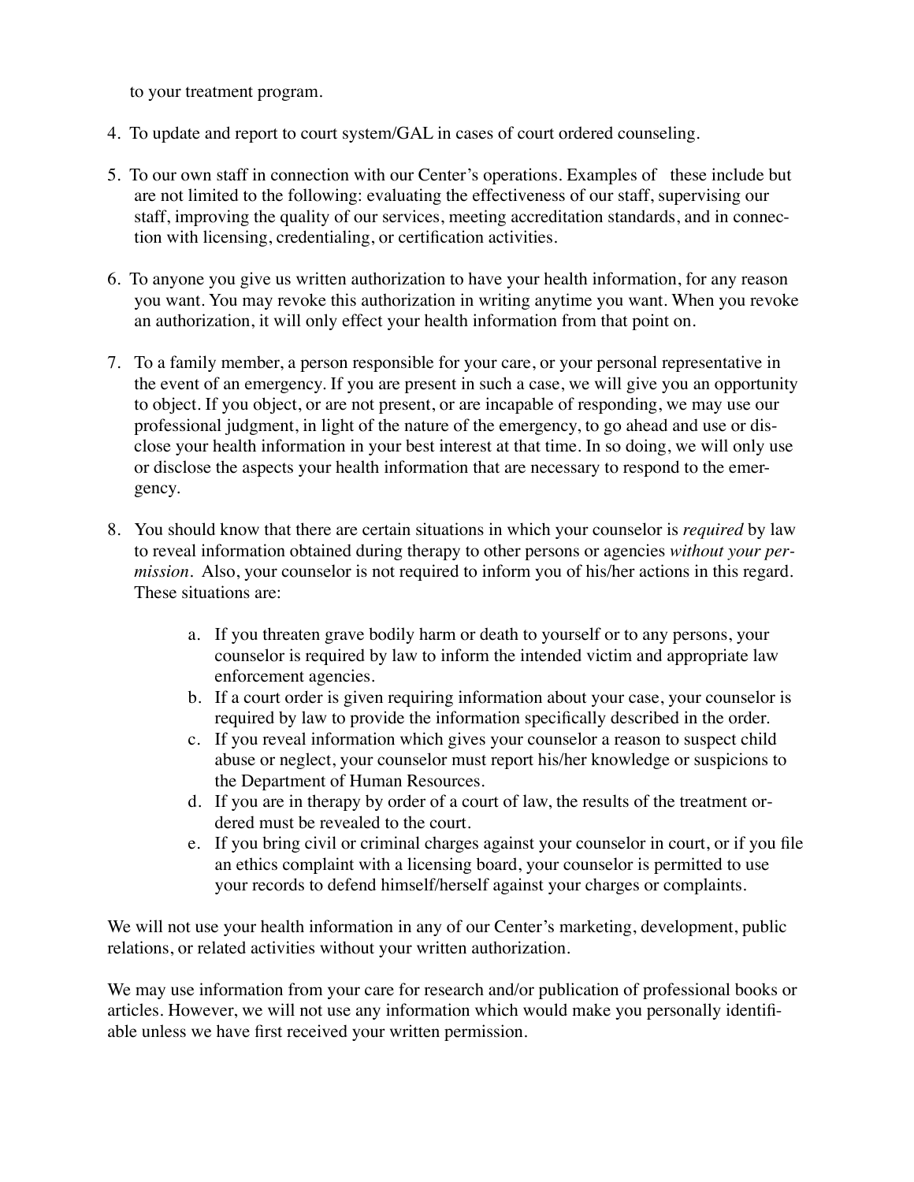to your treatment program.

4. To update and report to court system/GAL in cases of court ordered counseling.

5. To our own staff in connection with our Center's operations. Examples of these include but are not limited to the following: evaluating the effectiveness of our staff, supervising our staff, improving the quality of our services, meeting accreditation standards, and in connection with licensing, credentialing, or certification activities.

6. To anyone you give us written authorization to have your health information, for any reason you want. You may revoke this authorization in writing anytime you want. When you revoke an authorization, it will only effect your health information from that point on.

7. To a family member, a person responsible for your care, or your personal representative in the event of an emergency. If you are present in such a case, we will give you an opportunity to object. If you object, or are not present, or are incapable of responding, we may use our professional judgment, in light of the nature of the emergency, to go ahead and use or disclose your health information in your best interest at that time. In so doing, we will only use or disclose the aspects your health information that are necessary to respond to the emergency.

8. You should know that there are certain situations in which your counselor is *required* by law to reveal information obtained during therapy to other persons or agencies *without your permission*. Also, your counselor is not required to inform you of his/her actions in this regard. These situations are:

    a. If you threaten grave bodily harm or death to yourself or to any persons, your counselor is required by law to inform the intended victim and appropriate law enforcement agencies.
    b. If a court order is given requiring information about your case, your counselor is required by law to provide the information specifically described in the order.
    c. If you reveal information which gives your counselor a reason to suspect child abuse or neglect, your counselor must report his/her knowledge or suspicions to the Department of Human Resources.
    d. If you are in therapy by order of a court of law, the results of the treatment ordered must be revealed to the court.
    e. If you bring civil or criminal charges against your counselor in court, or if you file an ethics complaint with a licensing board, your counselor is permitted to use your records to defend himself/herself against your charges or complaints.

We will not use your health information in any of our Center's marketing, development, public relations, or related activities without your written authorization.

We may use information from your care for research and/or publication of professional books or articles. However, we will not use any information which would make you personally identifiable unless we have first received your written permission.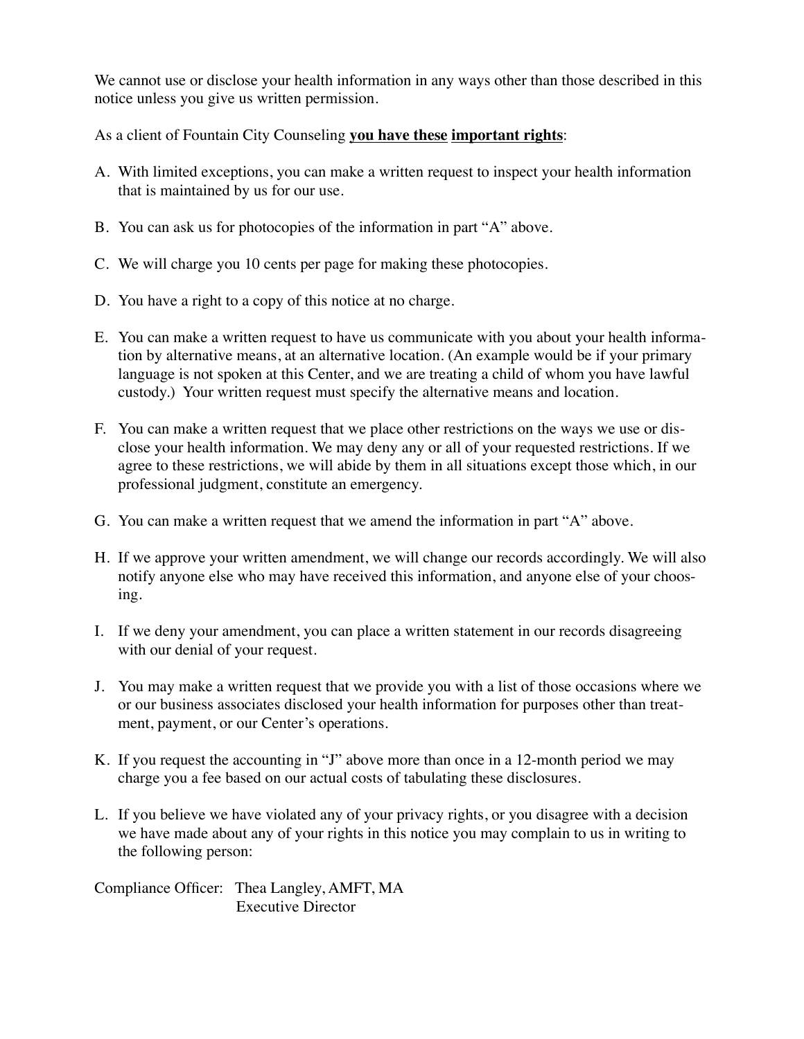We cannot use or disclose your health information in any ways other than those described in this notice unless you give us written permission.

As a client of Fountain City Counseling **you have these important rights**:

A. With limited exceptions, you can make a written request to inspect your health information that is maintained by us for our use.

B. You can ask us for photocopies of the information in part "A" above.

C. We will charge you 10 cents per page for making these photocopies.

D. You have a right to a copy of this notice at no charge.

E. You can make a written request to have us communicate with you about your health information by alternative means, at an alternative location. (An example would be if your primary language is not spoken at this Center, and we are treating a child of whom you have lawful custody.) Your written request must specify the alternative means and location.

F. You can make a written request that we place other restrictions on the ways we use or disclose your health information. We may deny any or all of your requested restrictions. If we agree to these restrictions, we will abide by them in all situations except those which, in our professional judgment, constitute an emergency.

G. You can make a written request that we amend the information in part "A" above.

H. If we approve your written amendment, we will change our records accordingly. We will also notify anyone else who may have received this information, and anyone else of your choosing.

I. If we deny your amendment, you can place a written statement in our records disagreeing with our denial of your request.

J. You may make a written request that we provide you with a list of those occasions where we or our business associates disclosed your health information for purposes other than treatment, payment, or our Center's operations.

K. If you request the accounting in "J" above more than once in a 12-month period we may charge you a fee based on our actual costs of tabulating these disclosures.

L. If you believe we have violated any of your privacy rights, or you disagree with a decision we have made about any of your rights in this notice you may complain to us in writing to the following person:

Compliance Officer: Thea Langley, AMFT, MA
Executive Director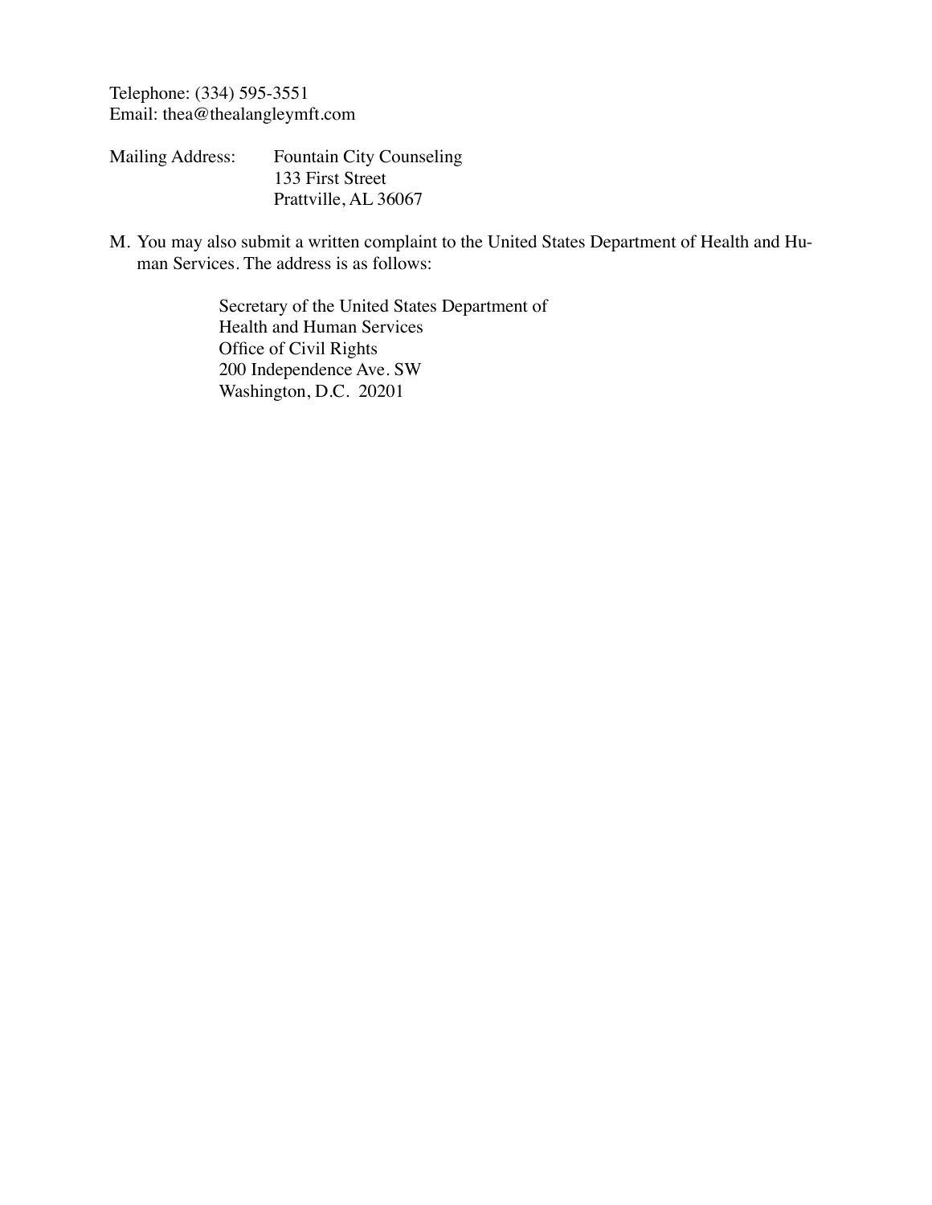Telephone: (334) 595-3551
Email: thea@thealangleymft.com

Mailing Address: Fountain City Counseling
133 First Street
Prattville, AL 36067

M. You may also submit a written complaint to the United States Department of Health and Human Services. The address is as follows:

> Secretary of the United States Department of
> Health and Human Services
> Office of Civil Rights
> 200 Independence Ave. SW
> Washington, D.C. 20201